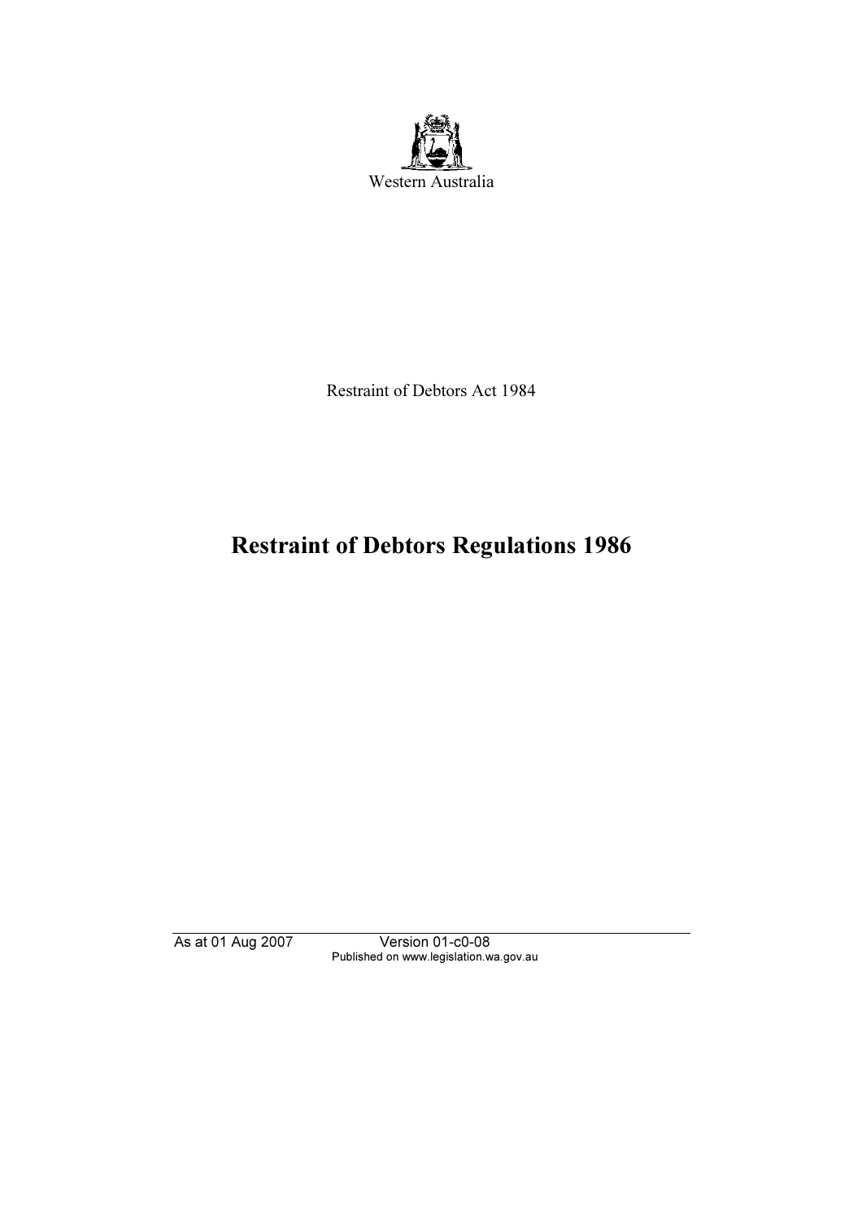Western Australia

Restraint of Debtors Act 1984

# Restraint of Debtors Regulations 1986

As at 01 Aug 2007 Version 01-c0-08
Published on www.legislation.wa.gov.au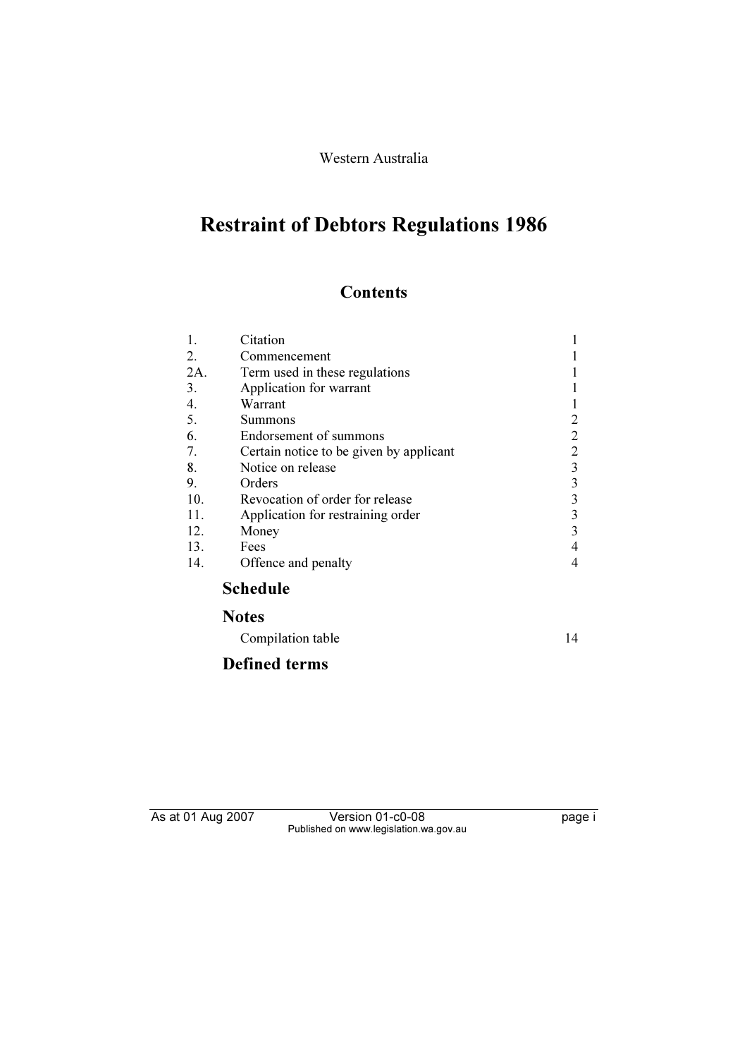Western Australia

# Restraint of Debtors Regulations 1986

## Contents

| | | |
|---|---|---|
| 1. | Citation | 1 |
| 2. | Commencement | 1 |
| 2A. | Term used in these regulations | 1 |
| 3. | Application for warrant | 1 |
| 4. | Warrant | 1 |
| 5. | Summons | 2 |
| 6. | Endorsement of summons | 2 |
| 7. | Certain notice to be given by applicant | 2 |
| 8. | Notice on release | 3 |
| 9. | Orders | 3 |
| 10. | Revocation of order for release | 3 |
| 11. | Application for restraining order | 3 |
| 12. | Money | 3 |
| 13. | Fees | 4 |
| 14. | Offence and penalty | 4 |

### Schedule

### Notes

Compilation table 14

### Defined terms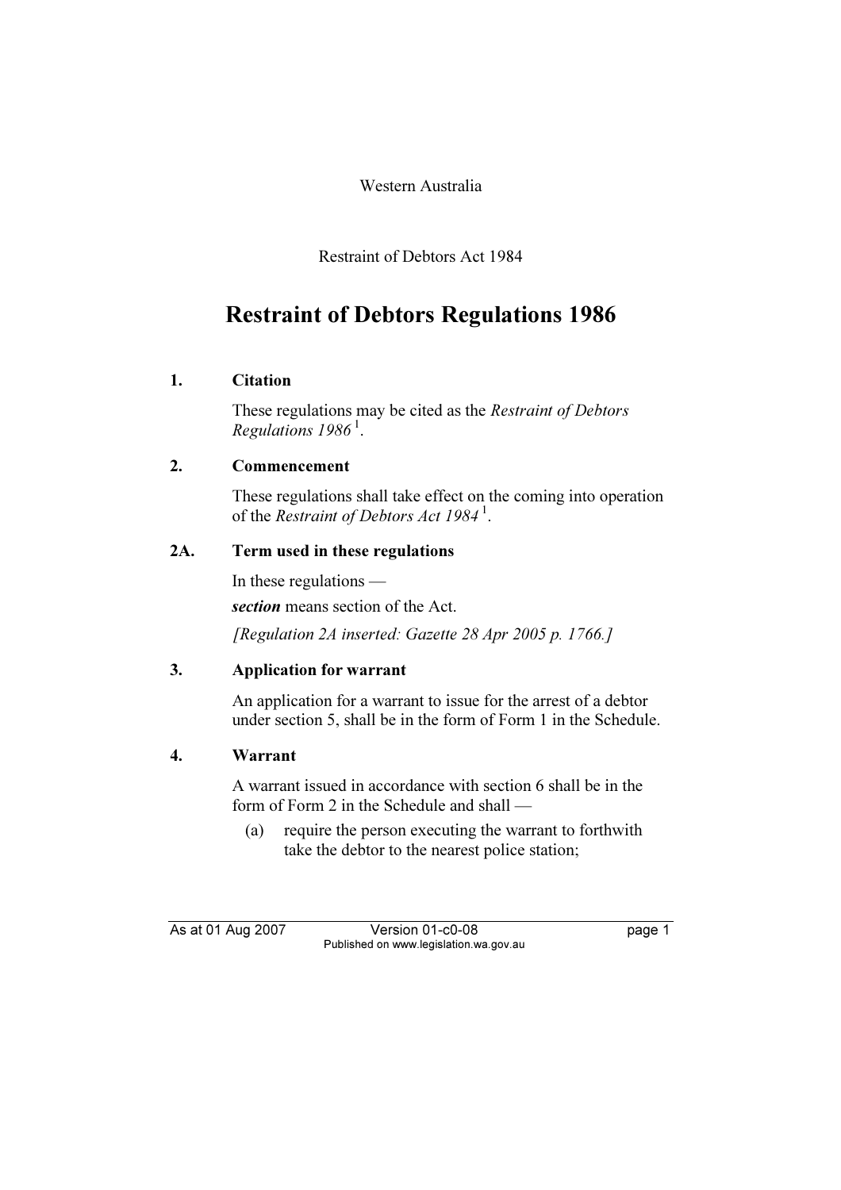Western Australia

Restraint of Debtors Act 1984

# Restraint of Debtors Regulations 1986

## 1. Citation

These regulations may be cited as the *Restraint of Debtors Regulations 1986* [1].

## 2. Commencement

These regulations shall take effect on the coming into operation of the *Restraint of Debtors Act 1984* [1].

## 2A. Term used in these regulations

In these regulations —

***section*** means section of the Act.

*[Regulation 2A inserted: Gazette 28 Apr 2005 p. 1766.]*

## 3. Application for warrant

An application for a warrant to issue for the arrest of a debtor under section 5, shall be in the form of Form 1 in the Schedule.

## 4. Warrant

A warrant issued in accordance with section 6 shall be in the form of Form 2 in the Schedule and shall —

(a) require the person executing the warrant to forthwith take the debtor to the nearest police station;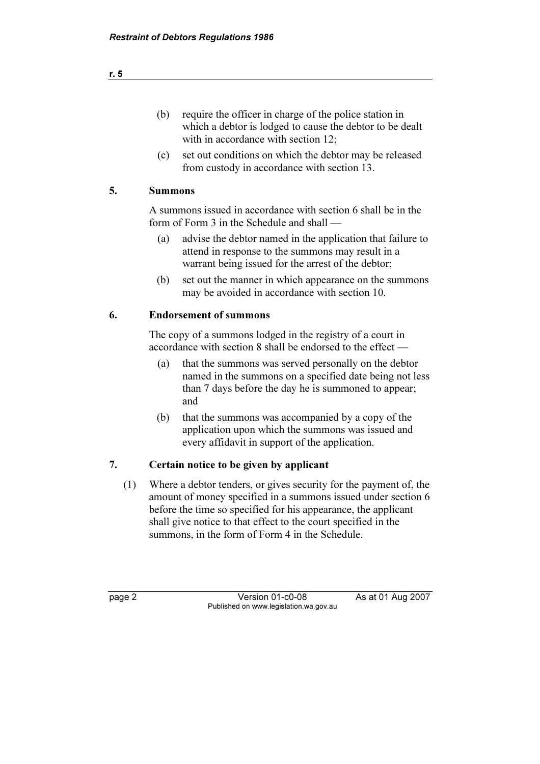(b) require the officer in charge of the police station in which a debtor is lodged to cause the debtor to be dealt with in accordance with section 12;

(c) set out conditions on which the debtor may be released from custody in accordance with section 13.

## 5. Summons

A summons issued in accordance with section 6 shall be in the form of Form 3 in the Schedule and shall —

(a) advise the debtor named in the application that failure to attend in response to the summons may result in a warrant being issued for the arrest of the debtor;

(b) set out the manner in which appearance on the summons may be avoided in accordance with section 10.

## 6. Endorsement of summons

The copy of a summons lodged in the registry of a court in accordance with section 8 shall be endorsed to the effect —

(a) that the summons was served personally on the debtor named in the summons on a specified date being not less than 7 days before the day he is summoned to appear; and

(b) that the summons was accompanied by a copy of the application upon which the summons was issued and every affidavit in support of the application.

## 7. Certain notice to be given by applicant

(1) Where a debtor tenders, or gives security for the payment of, the amount of money specified in a summons issued under section 6 before the time so specified for his appearance, the applicant shall give notice to that effect to the court specified in the summons, in the form of Form 4 in the Schedule.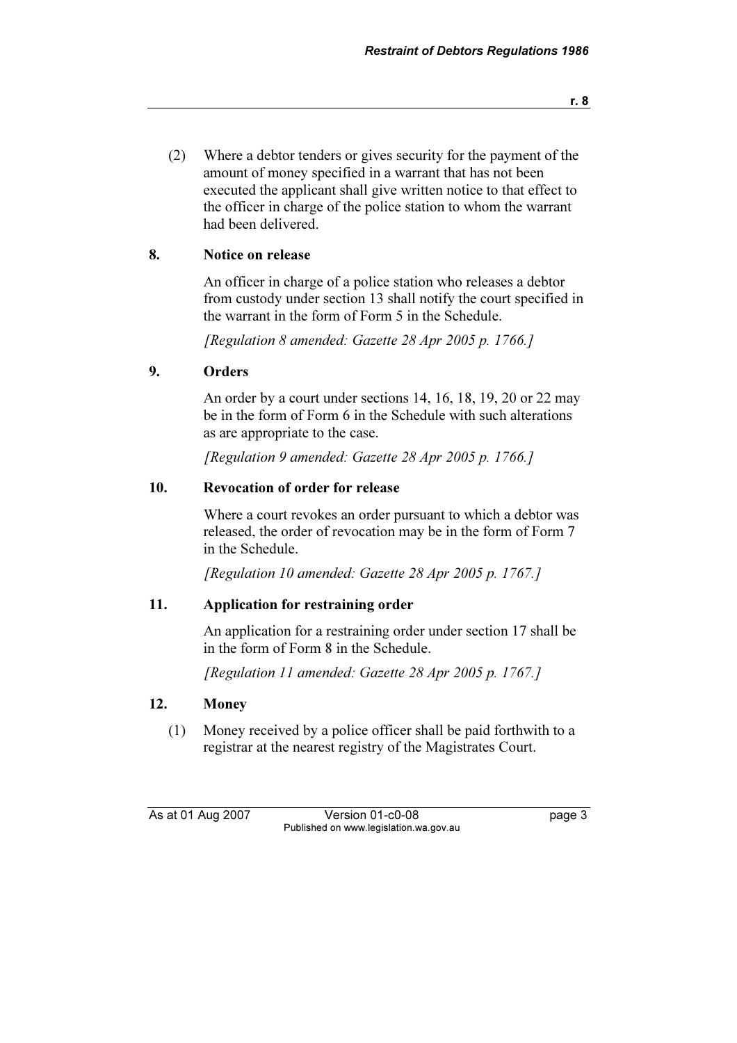(2) Where a debtor tenders or gives security for the payment of the amount of money specified in a warrant that has not been executed the applicant shall give written notice to that effect to the officer in charge of the police station to whom the warrant had been delivered.

## 8. Notice on release

An officer in charge of a police station who releases a debtor from custody under section 13 shall notify the court specified in the warrant in the form of Form 5 in the Schedule.

*[Regulation 8 amended: Gazette 28 Apr 2005 p. 1766.]*

## 9. Orders

An order by a court under sections 14, 16, 18, 19, 20 or 22 may be in the form of Form 6 in the Schedule with such alterations as are appropriate to the case.

*[Regulation 9 amended: Gazette 28 Apr 2005 p. 1766.]*

## 10. Revocation of order for release

Where a court revokes an order pursuant to which a debtor was released, the order of revocation may be in the form of Form 7 in the Schedule.

*[Regulation 10 amended: Gazette 28 Apr 2005 p. 1767.]*

## 11. Application for restraining order

An application for a restraining order under section 17 shall be in the form of Form 8 in the Schedule.

*[Regulation 11 amended: Gazette 28 Apr 2005 p. 1767.]*

## 12. Money

(1) Money received by a police officer shall be paid forthwith to a registrar at the nearest registry of the Magistrates Court.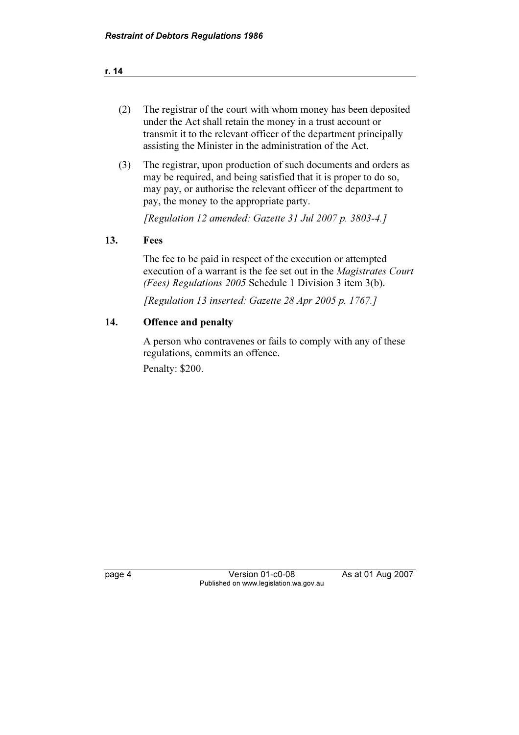(2) The registrar of the court with whom money has been deposited under the Act shall retain the money in a trust account or transmit it to the relevant officer of the department principally assisting the Minister in the administration of the Act.

(3) The registrar, upon production of such documents and orders as may be required, and being satisfied that it is proper to do so, may pay, or authorise the relevant officer of the department to pay, the money to the appropriate party.

*[Regulation 12 amended: Gazette 31 Jul 2007 p. 3803-4.]*

## 13. Fees

The fee to be paid in respect of the execution or attempted execution of a warrant is the fee set out in the *Magistrates Court (Fees) Regulations 2005* Schedule 1 Division 3 item 3(b).

*[Regulation 13 inserted: Gazette 28 Apr 2005 p. 1767.]*

## 14. Offence and penalty

A person who contravenes or fails to comply with any of these regulations, commits an offence.

Penalty: $200.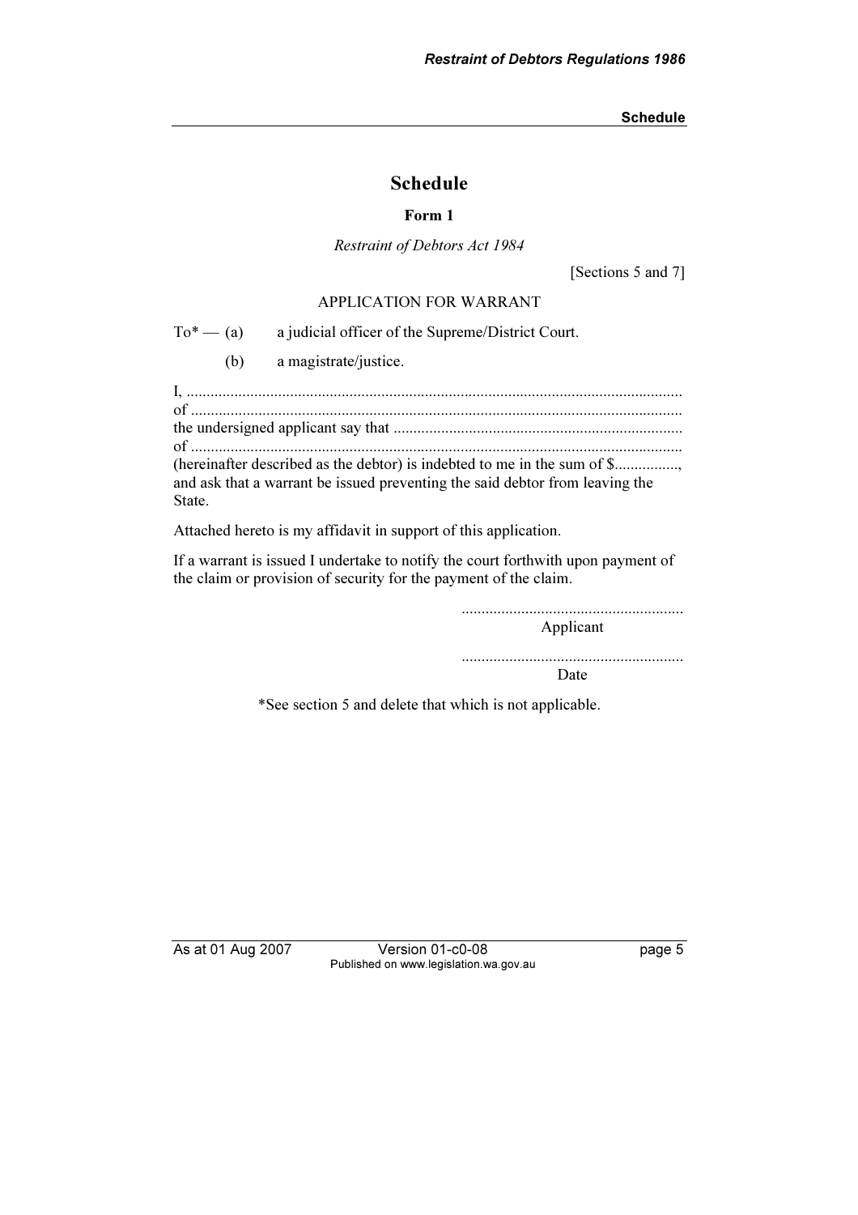# Schedule

**Form 1**

*Restraint of Debtors Act 1984*

[Sections 5 and 7]

APPLICATION FOR WARRANT

To* — (a) a judicial officer of the Supreme/District Court.

(b) a magistrate/justice.

I, ............................................................................................................
of ............................................................................................................
the undersigned applicant say that ........................................................................
of ............................................................................................................
(hereinafter described as the debtor) is indebted to me in the sum of $................, and ask that a warrant be issued preventing the said debtor from leaving the State.

Attached hereto is my affidavit in support of this application.

If a warrant is issued I undertake to notify the court forthwith upon payment of the claim or provision of security for the payment of the claim.

........................................................
Applicant

........................................................
Date

*See section 5 and delete that which is not applicable.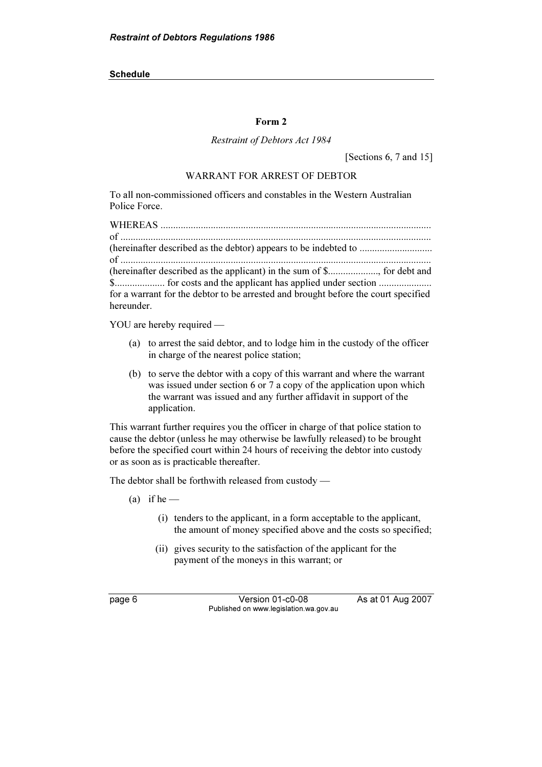**Schedule**

**Form 2**

*Restraint of Debtors Act 1984*

[Sections 6, 7 and 15]

WARRANT FOR ARREST OF DEBTOR

To all non-commissioned officers and constables in the Western Australian Police Force.

WHEREAS ...........................................................................................................
of ..........................................................................................................................
(hereinafter described as the debtor) appears to be indebted to ............................
of ..........................................................................................................................
(hereinafter described as the applicant) in the sum of $...................., for debt and $.................... for costs and the applicant has applied under section ..................... for a warrant for the debtor to be arrested and brought before the court specified hereunder.

YOU are hereby required —

(a) to arrest the said debtor, and to lodge him in the custody of the officer in charge of the nearest police station;

(b) to serve the debtor with a copy of this warrant and where the warrant was issued under section 6 or 7 a copy of the application upon which the warrant was issued and any further affidavit in support of the application.

This warrant further requires you the officer in charge of that police station to cause the debtor (unless he may otherwise be lawfully released) to be brought before the specified court within 24 hours of receiving the debtor into custody or as soon as is practicable thereafter.

The debtor shall be forthwith released from custody —

(a) if he —

(i) tenders to the applicant, in a form acceptable to the applicant, the amount of money specified above and the costs so specified;

(ii) gives security to the satisfaction of the applicant for the payment of the moneys in this warrant; or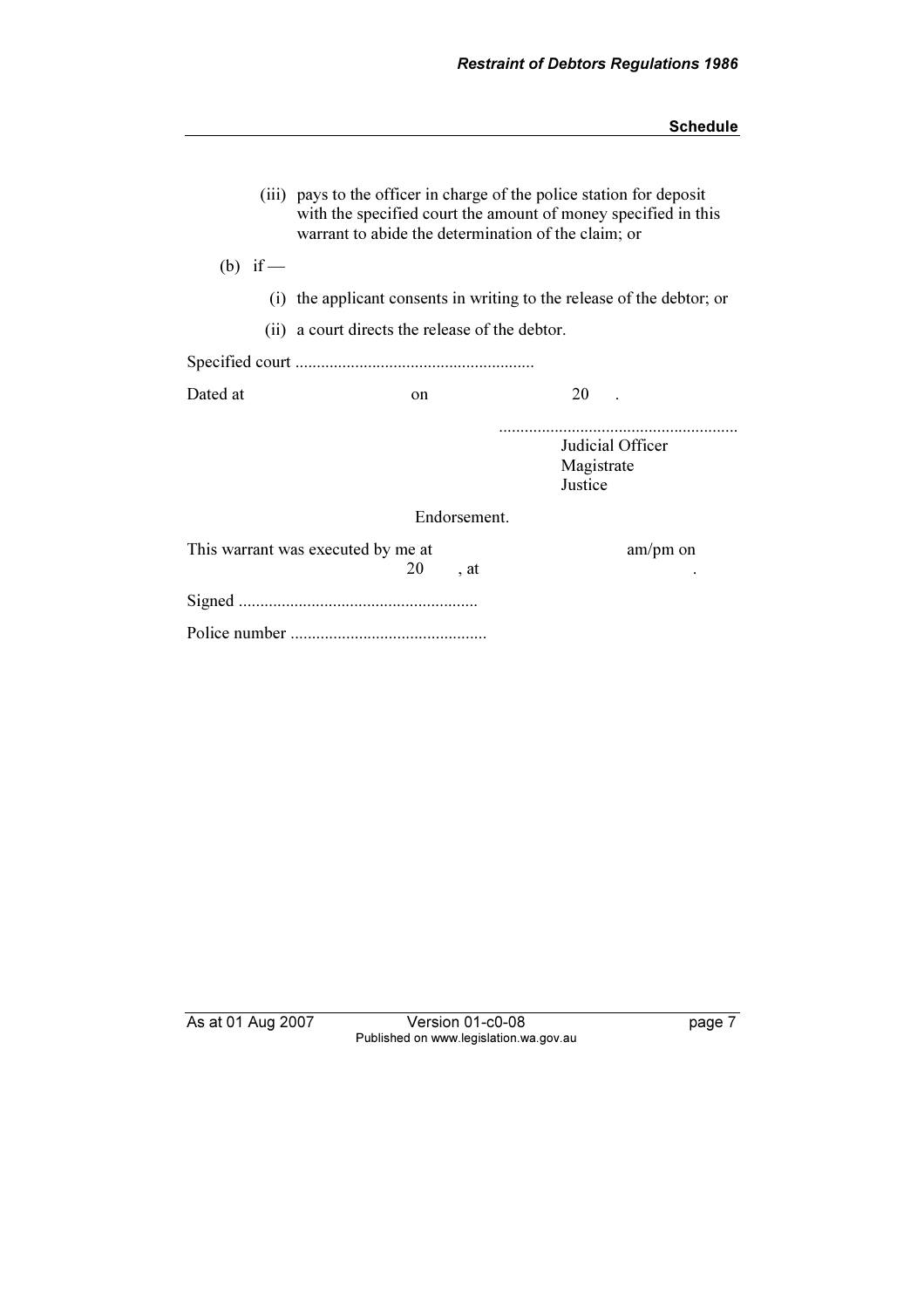(iii) pays to the officer in charge of the police station for deposit with the specified court the amount of money specified in this warrant to abide the determination of the claim; or

(b) if —

(i) the applicant consents in writing to the release of the debtor; or

(ii) a court directs the release of the debtor.

Specified court ........................................................

Dated at                                on                                20     .

........................................................
Judicial Officer
Magistrate
Justice

Endorsement.

This warrant was executed by me at                                am/pm on                                20     , at                                .

Signed ........................................................

Police number ..............................................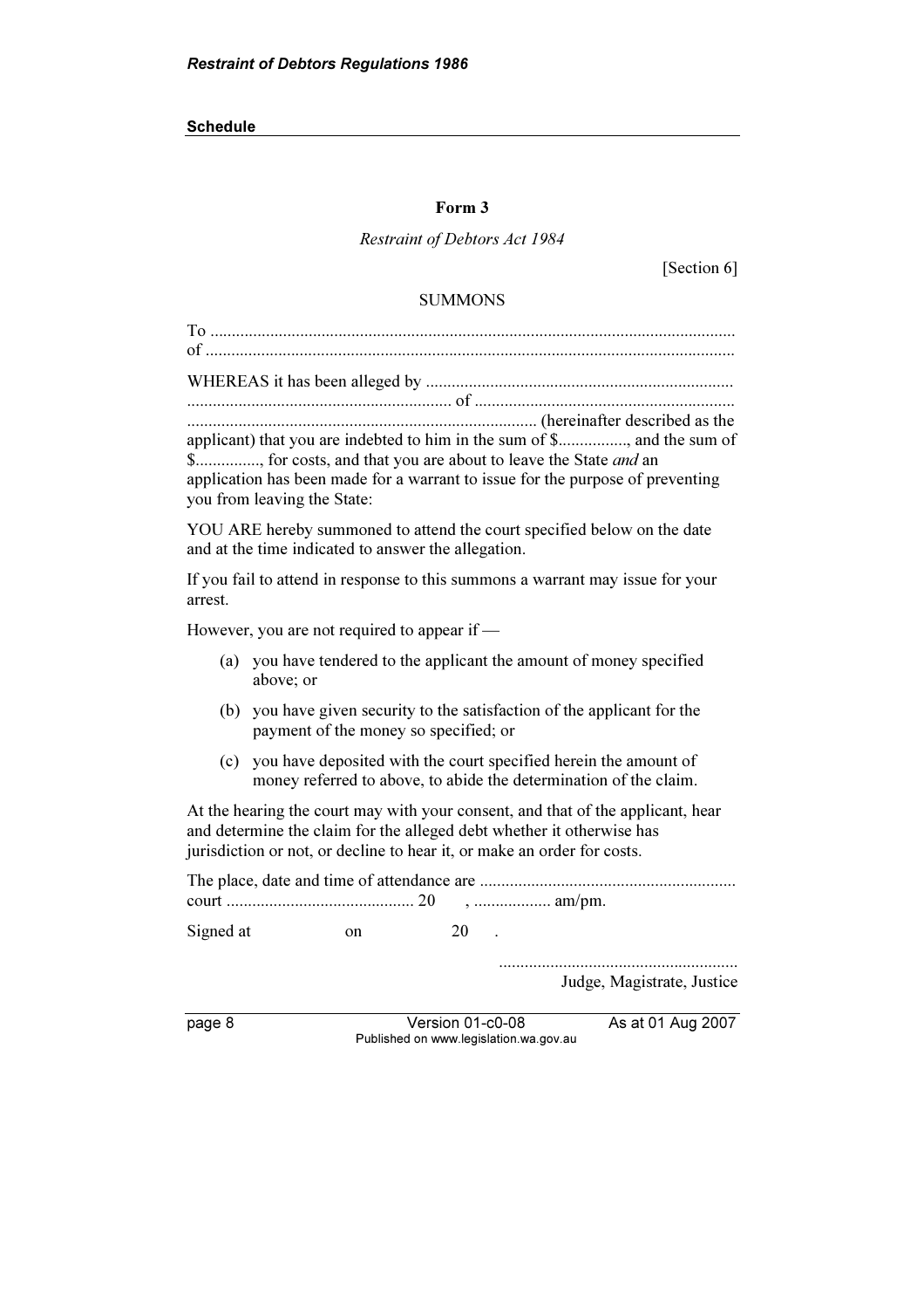**Schedule**

### Form 3

*Restraint of Debtors Act 1984*

[Section 6]

SUMMONS

To ..........................................................................................................................
of ..........................................................................................................................

WHEREAS it has been alleged by ........................................................................
............................................................. of .............................................................
................................................................................. (hereinafter described as the applicant) that you are indebted to him in the sum of $................, and the sum of $..............., for costs, and that you are about to leave the State *and* an application has been made for a warrant to issue for the purpose of preventing you from leaving the State:

YOU ARE hereby summoned to attend the court specified below on the date and at the time indicated to answer the allegation.

If you fail to attend in response to this summons a warrant may issue for your arrest.

However, you are not required to appear if —

(a) you have tendered to the applicant the amount of money specified above; or

(b) you have given security to the satisfaction of the applicant for the payment of the money so specified; or

(c) you have deposited with the court specified herein the amount of money referred to above, to abide the determination of the claim.

At the hearing the court may with your consent, and that of the applicant, hear and determine the claim for the alleged debt whether it otherwise has jurisdiction or not, or decline to hear it, or make an order for costs.

The place, date and time of attendance are ............................................................
court ............................................ 20 , .................. am/pm.

Signed at on 20 .

........................................................
Judge, Magistrate, Justice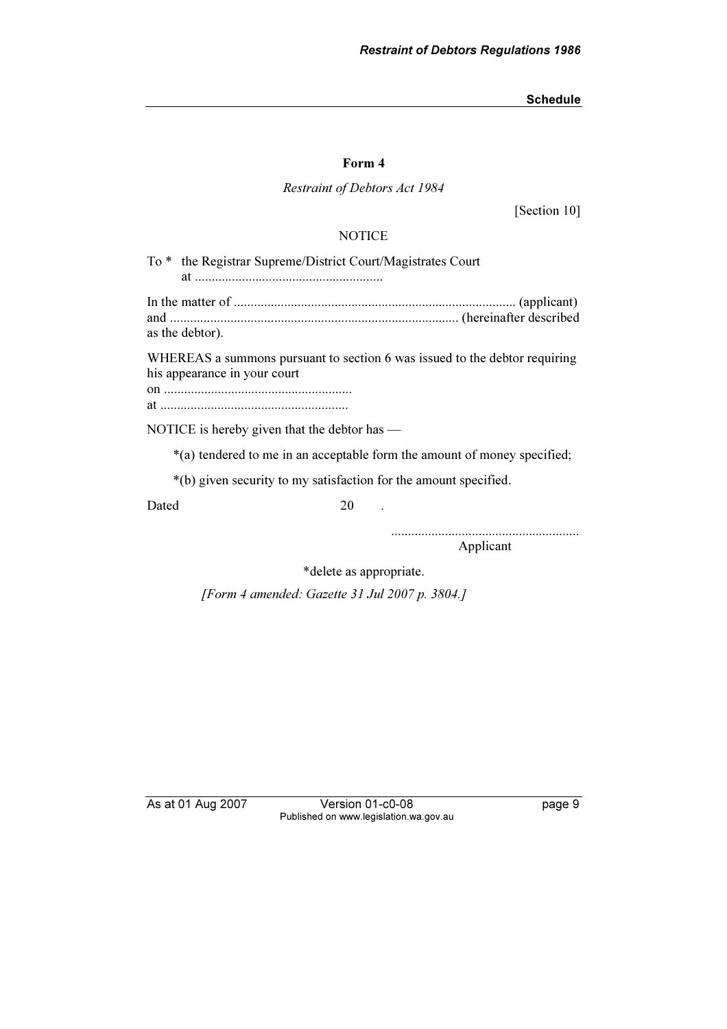# Form 4

*Restraint of Debtors Act 1984*

[Section 10]

NOTICE

To * the Registrar Supreme/District Court/Magistrates Court at ........................................................

In the matter of .................................................................................. (applicant) and .................................................................................... (hereinafter described as the debtor).

WHEREAS a summons pursuant to section 6 was issued to the debtor requiring his appearance in your court
on ........................................................
at ........................................................

NOTICE is hereby given that the debtor has —

*(a) tendered to me in an acceptable form the amount of money specified;

*(b) given security to my satisfaction for the amount specified.

Dated 20 .

........................................................
Applicant

*delete as appropriate.

*[Form 4 amended: Gazette 31 Jul 2007 p. 3804.]*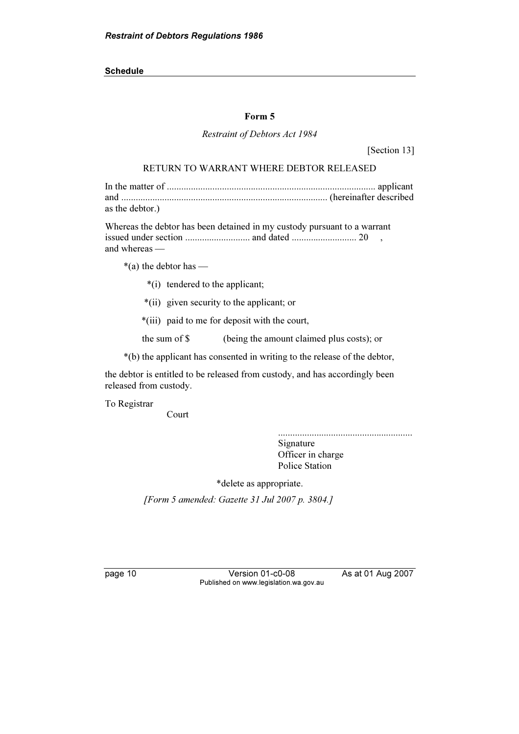**Schedule**

**Form 5**

*Restraint of Debtors Act 1984*

[Section 13]

RETURN TO WARRANT WHERE DEBTOR RELEASED

In the matter of ...................................................................................... applicant and ..................................................................................... (hereinafter described as the debtor.)

Whereas the debtor has been detained in my custody pursuant to a warrant issued under section ........................... and dated ........................... 20 , and whereas —

*(a) the debtor has —

*(i) tendered to the applicant;

*(ii) given security to the applicant; or

*(iii) paid to me for deposit with the court,

the sum of $ (being the amount claimed plus costs); or

*(b) the applicant has consented in writing to the release of the debtor,

the debtor is entitled to be released from custody, and has accordingly been released from custody.

To Registrar
Court

........................................................
Signature
Officer in charge
Police Station

*delete as appropriate.

*[Form 5 amended: Gazette 31 Jul 2007 p. 3804.]*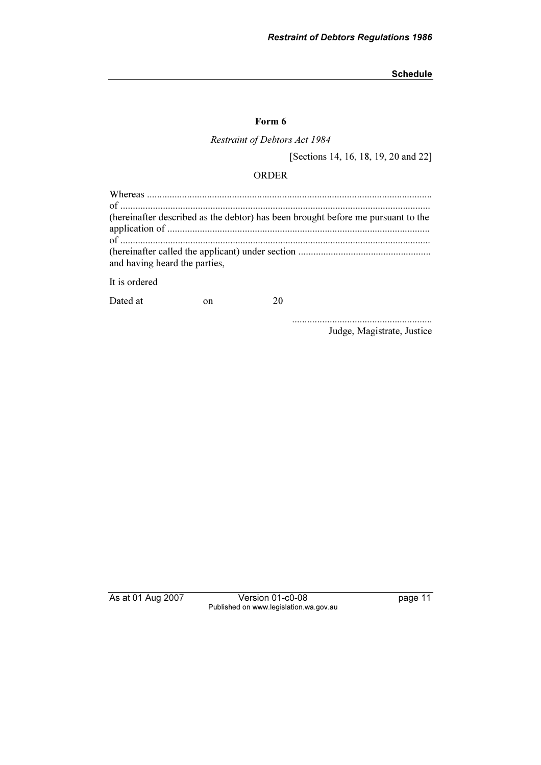## Form 6

*Restraint of Debtors Act 1984*

[Sections 14, 16, 18, 19, 20 and 22]

ORDER

Whereas ...............................................................................................................
of .........................................................................................................................
(hereinafter described as the debtor) has been brought before me pursuant to the application of .......................................................................................................
of .........................................................................................................................
(hereinafter called the applicant) under section ....................................................
and having heard the parties,

It is ordered

Dated at                    on                    20

........................................................
Judge, Magistrate, Justice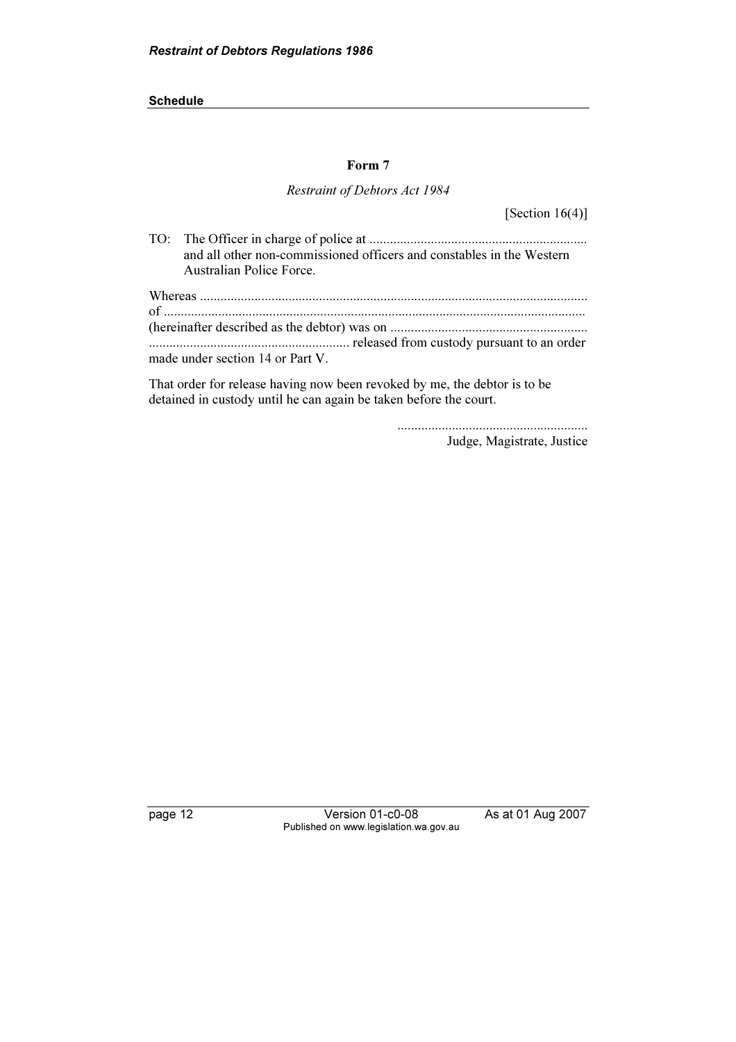## Form 7

*Restraint of Debtors Act 1984*

[Section 16(4)]

TO: The Officer in charge of police at ................................................................ and all other non-commissioned officers and constables in the Western Australian Police Force.

Whereas ................................................................................................................ of .......................................................................................................................... (hereinafter described as the debtor) was on .......................................................... ........................................................... released from custody pursuant to an order made under section 14 or Part V.

That order for release having now been revoked by me, the debtor is to be detained in custody until he can again be taken before the court.

........................................................

Judge, Magistrate, Justice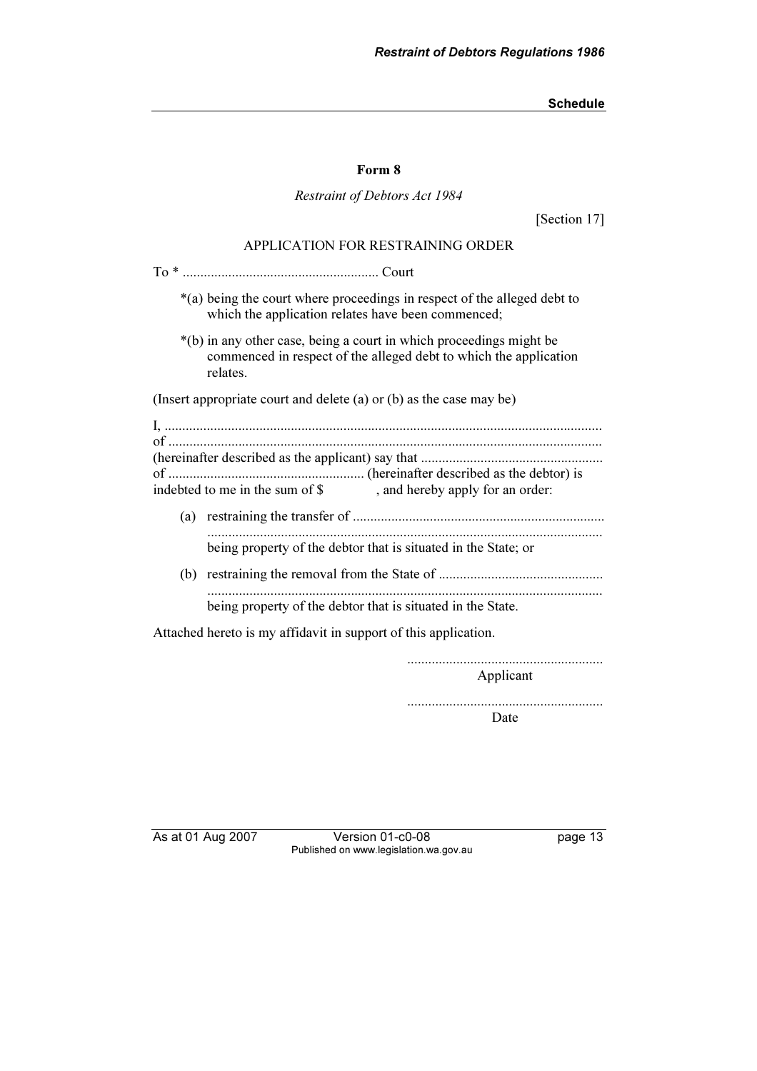**Form 8**

*Restraint of Debtors Act 1984*

[Section 17]

APPLICATION FOR RESTRAINING ORDER

To * ........................................................ Court

*(a) being the court where proceedings in respect of the alleged debt to which the application relates have been commenced;

*(b) in any other case, being a court in which proceedings might be commenced in respect of the alleged debt to which the application relates.

(Insert appropriate court and delete (a) or (b) as the case may be)

I, ............................................................................................................................
of ...........................................................................................................................
(hereinafter described as the applicant) say that ....................................................
of ........................................................ (hereinafter described as the debtor) is indebted to me in the sum of $ , and hereby apply for an order:

(a) restraining the transfer of .......................................................................
................................................................................................................
being property of the debtor that is situated in the State; or

(b) restraining the removal from the State of ...............................................
................................................................................................................
being property of the debtor that is situated in the State.

Attached hereto is my affidavit in support of this application.

........................................................
Applicant

........................................................
Date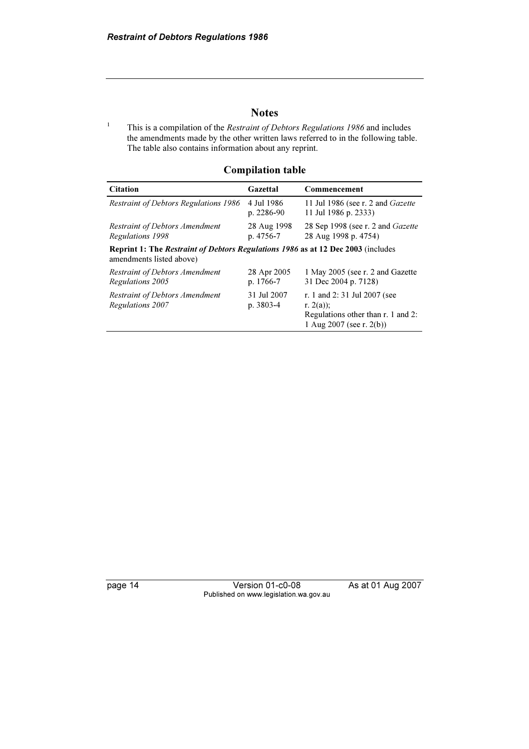## Notes

[1] This is a compilation of the *Restraint of Debtors Regulations 1986* and includes the amendments made by the other written laws referred to in the following table. The table also contains information about any reprint.

### Compilation table

| Citation | Gazettal | Commencement |
|---|---|---|
| *Restraint of Debtors Regulations 1986* | 4 Jul 1986 p. 2286-90 | 11 Jul 1986 (see r. 2 and *Gazette* 11 Jul 1986 p. 2333) |
| *Restraint of Debtors Amendment Regulations 1998* | 28 Aug 1998 p. 4756-7 | 28 Sep 1998 (see r. 2 and *Gazette* 28 Aug 1998 p. 4754) |
| **Reprint 1: The *Restraint of Debtors Regulations 1986* as at 12 Dec 2003** (includes amendments listed above) | | |
| *Restraint of Debtors Amendment Regulations 2005* | 28 Apr 2005 p. 1766-7 | 1 May 2005 (see r. 2 and Gazette 31 Dec 2004 p. 7128) |
| *Restraint of Debtors Amendment Regulations 2007* | 31 Jul 2007 p. 3803-4 | r. 1 and 2: 31 Jul 2007 (see r. 2(a)); Regulations other than r. 1 and 2: 1 Aug 2007 (see r. 2(b)) |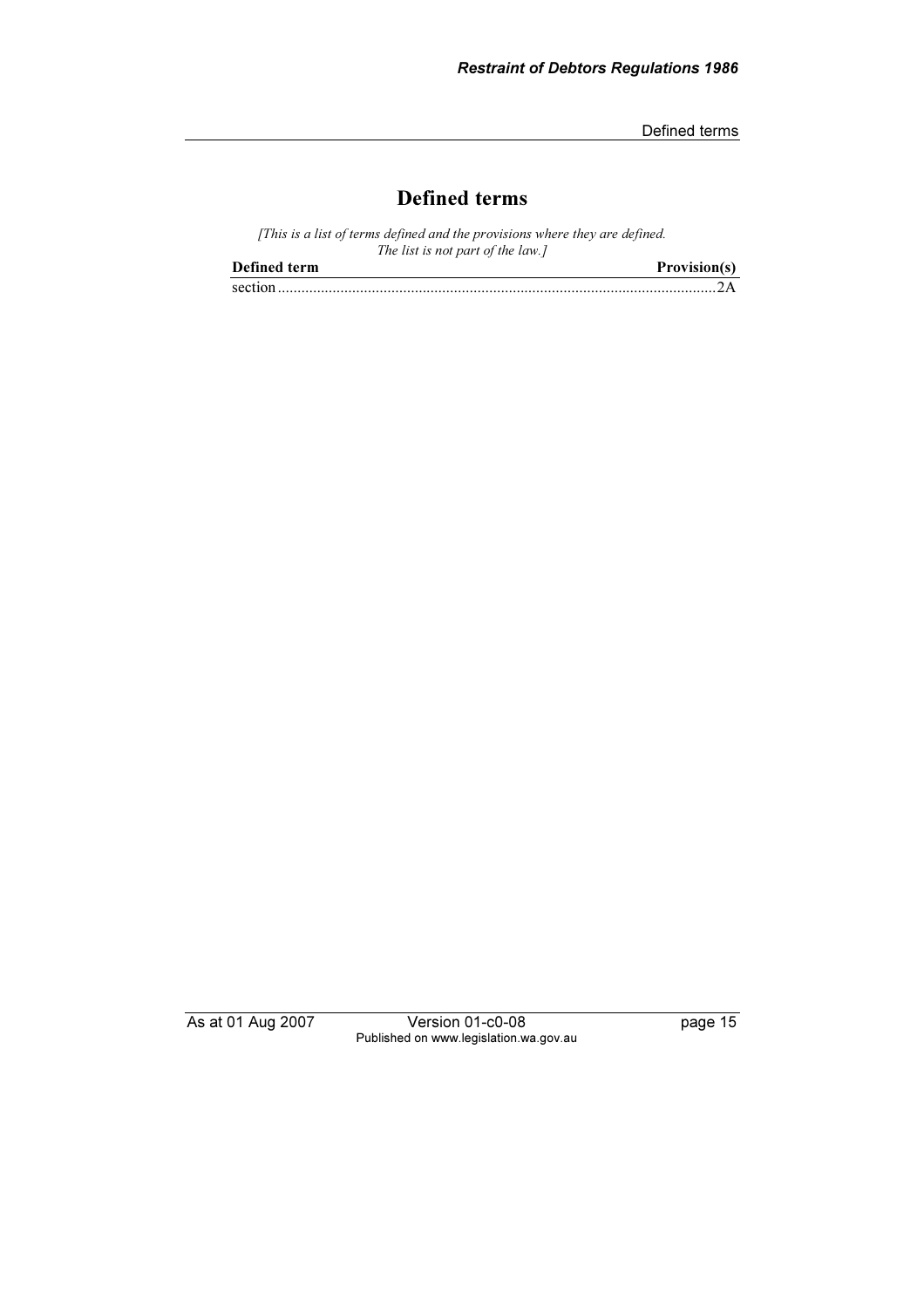# Defined terms

*[This is a list of terms defined and the provisions where they are defined. The list is not part of the law.]*

| Defined term | Provision(s) |
|---|---|
| section | 2A |